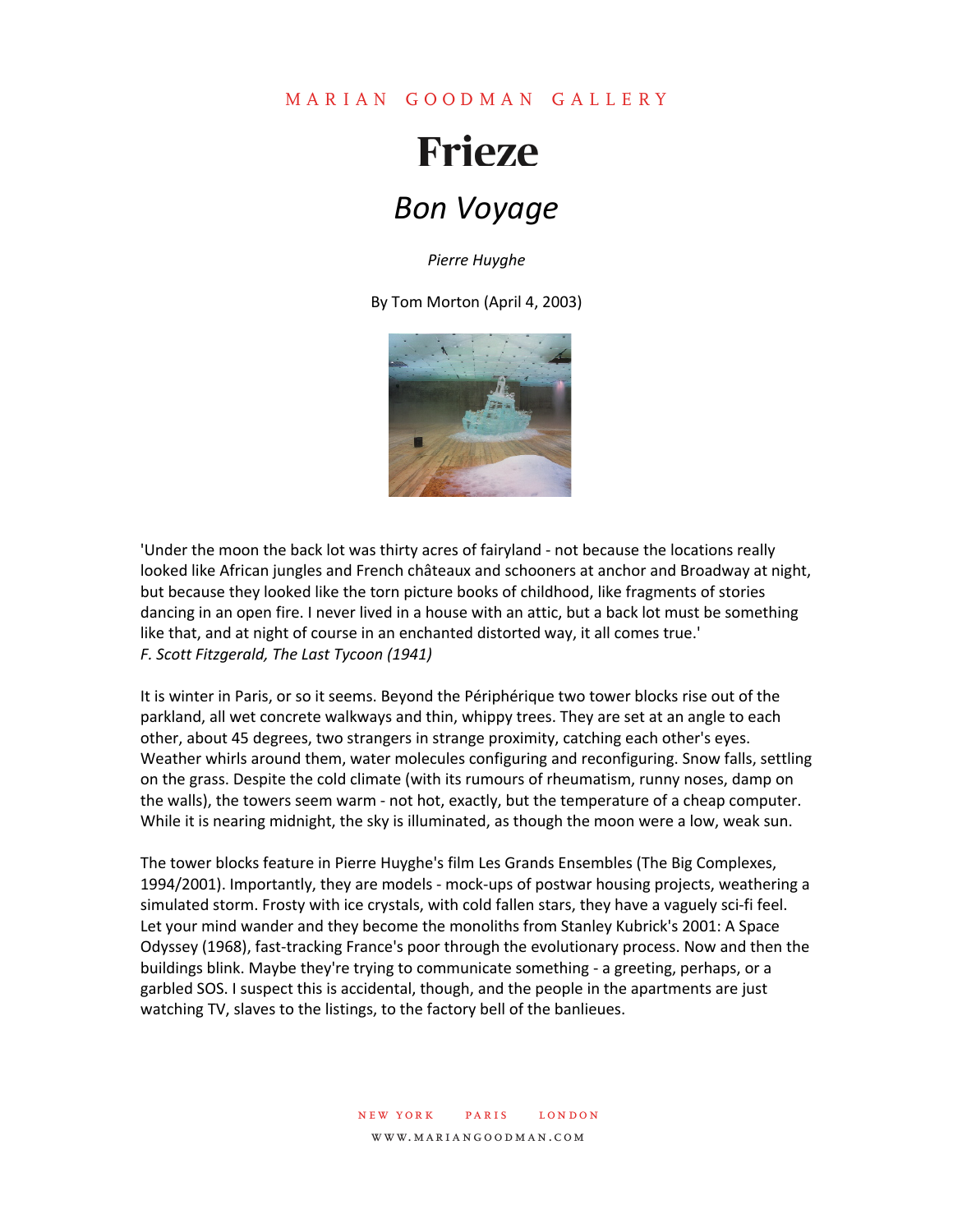MARIAN GOODMAN GALLERY

# Frieze

## *Bon Voyage*

*Pierre Huyghe*

By Tom Morton (April 4, 2003)

'Under the moon the back lot was thirty acres of fairyland - not because the locations really looked like African jungles and French châteaux and schooners at anchor and Broadway at night, but because they looked like the torn picture books of childhood, like fragments of stories dancing in an open fire. I never lived in a house with an attic, but a back lot must be something like that, and at night of course in an enchanted distorted way, it all comes true.'
*F. Scott Fitzgerald, The Last Tycoon (1941)*

It is winter in Paris, or so it seems. Beyond the Périphérique two tower blocks rise out of the parkland, all wet concrete walkways and thin, whippy trees. They are set at an angle to each other, about 45 degrees, two strangers in strange proximity, catching each other's eyes. Weather whirls around them, water molecules configuring and reconfiguring. Snow falls, settling on the grass. Despite the cold climate (with its rumours of rheumatism, runny noses, damp on the walls), the towers seem warm - not hot, exactly, but the temperature of a cheap computer. While it is nearing midnight, the sky is illuminated, as though the moon were a low, weak sun.

The tower blocks feature in Pierre Huyghe's film Les Grands Ensembles (The Big Complexes, 1994/2001). Importantly, they are models - mock-ups of postwar housing projects, weathering a simulated storm. Frosty with ice crystals, with cold fallen stars, they have a vaguely sci-fi feel. Let your mind wander and they become the monoliths from Stanley Kubrick's 2001: A Space Odyssey (1968), fast-tracking France's poor through the evolutionary process. Now and then the buildings blink. Maybe they're trying to communicate something - a greeting, perhaps, or a garbled SOS. I suspect this is accidental, though, and the people in the apartments are just watching TV, slaves to the listings, to the factory bell of the banlieues.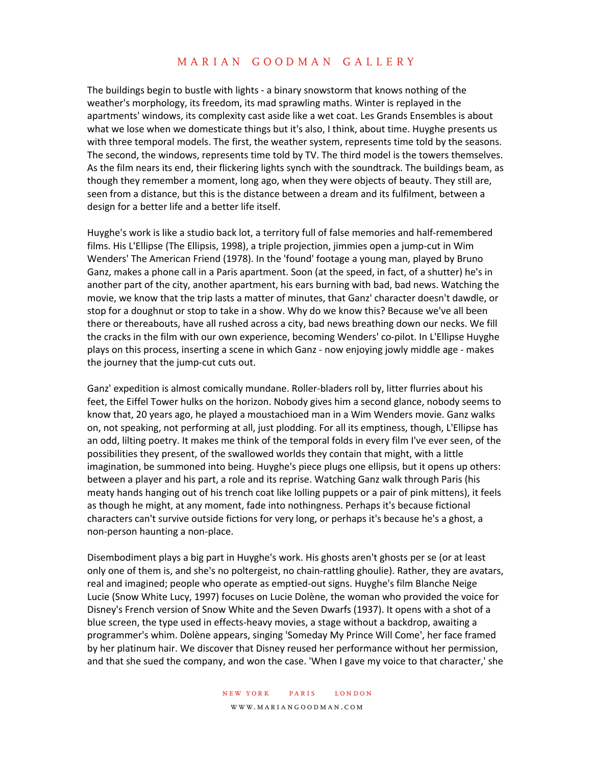The buildings begin to bustle with lights - a binary snowstorm that knows nothing of the weather's morphology, its freedom, its mad sprawling maths. Winter is replayed in the apartments' windows, its complexity cast aside like a wet coat. Les Grands Ensembles is about what we lose when we domesticate things but it's also, I think, about time. Huyghe presents us with three temporal models. The first, the weather system, represents time told by the seasons. The second, the windows, represents time told by TV. The third model is the towers themselves. As the film nears its end, their flickering lights synch with the soundtrack. The buildings beam, as though they remember a moment, long ago, when they were objects of beauty. They still are, seen from a distance, but this is the distance between a dream and its fulfilment, between a design for a better life and a better life itself.

Huyghe's work is like a studio back lot, a territory full of false memories and half-remembered films. His L'Ellipse (The Ellipsis, 1998), a triple projection, jimmies open a jump-cut in Wim Wenders' The American Friend (1978). In the 'found' footage a young man, played by Bruno Ganz, makes a phone call in a Paris apartment. Soon (at the speed, in fact, of a shutter) he's in another part of the city, another apartment, his ears burning with bad, bad news. Watching the movie, we know that the trip lasts a matter of minutes, that Ganz' character doesn't dawdle, or stop for a doughnut or stop to take in a show. Why do we know this? Because we've all been there or thereabouts, have all rushed across a city, bad news breathing down our necks. We fill the cracks in the film with our own experience, becoming Wenders' co-pilot. In L'Ellipse Huyghe plays on this process, inserting a scene in which Ganz - now enjoying jowly middle age - makes the journey that the jump-cut cuts out.

Ganz' expedition is almost comically mundane. Roller-bladers roll by, litter flurries about his feet, the Eiffel Tower hulks on the horizon. Nobody gives him a second glance, nobody seems to know that, 20 years ago, he played a moustachioed man in a Wim Wenders movie. Ganz walks on, not speaking, not performing at all, just plodding. For all its emptiness, though, L'Ellipse has an odd, lilting poetry. It makes me think of the temporal folds in every film I've ever seen, of the possibilities they present, of the swallowed worlds they contain that might, with a little imagination, be summoned into being. Huyghe's piece plugs one ellipsis, but it opens up others: between a player and his part, a role and its reprise. Watching Ganz walk through Paris (his meaty hands hanging out of his trench coat like lolling puppets or a pair of pink mittens), it feels as though he might, at any moment, fade into nothingness. Perhaps it's because fictional characters can't survive outside fictions for very long, or perhaps it's because he's a ghost, a non-person haunting a non-place.

Disembodiment plays a big part in Huyghe's work. His ghosts aren't ghosts per se (or at least only one of them is, and she's no poltergeist, no chain-rattling ghoulie). Rather, they are avatars, real and imagined; people who operate as emptied-out signs. Huyghe's film Blanche Neige Lucie (Snow White Lucy, 1997) focuses on Lucie Dolène, the woman who provided the voice for Disney's French version of Snow White and the Seven Dwarfs (1937). It opens with a shot of a blue screen, the type used in effects-heavy movies, a stage without a backdrop, awaiting a programmer's whim. Dolène appears, singing 'Someday My Prince Will Come', her face framed by her platinum hair. We discover that Disney reused her performance without her permission, and that she sued the company, and won the case. 'When I gave my voice to that character,' she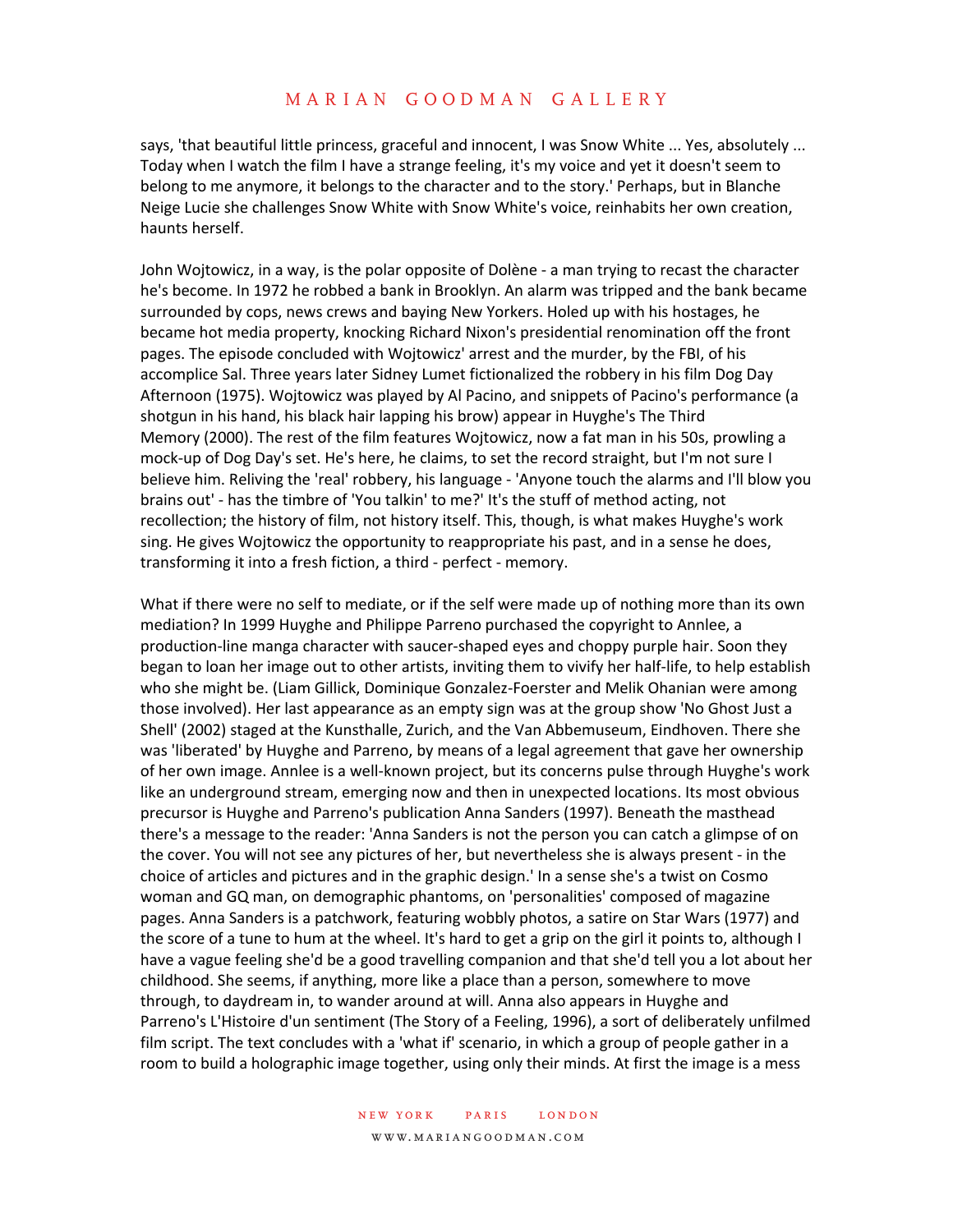says, 'that beautiful little princess, graceful and innocent, I was Snow White ... Yes, absolutely ... Today when I watch the film I have a strange feeling, it's my voice and yet it doesn't seem to belong to me anymore, it belongs to the character and to the story.' Perhaps, but in Blanche Neige Lucie she challenges Snow White with Snow White's voice, reinhabits her own creation, haunts herself.

John Wojtowicz, in a way, is the polar opposite of Dolène - a man trying to recast the character he's become. In 1972 he robbed a bank in Brooklyn. An alarm was tripped and the bank became surrounded by cops, news crews and baying New Yorkers. Holed up with his hostages, he became hot media property, knocking Richard Nixon's presidential renomination off the front pages. The episode concluded with Wojtowicz' arrest and the murder, by the FBI, of his accomplice Sal. Three years later Sidney Lumet fictionalized the robbery in his film Dog Day Afternoon (1975). Wojtowicz was played by Al Pacino, and snippets of Pacino's performance (a shotgun in his hand, his black hair lapping his brow) appear in Huyghe's The Third Memory (2000). The rest of the film features Wojtowicz, now a fat man in his 50s, prowling a mock-up of Dog Day's set. He's here, he claims, to set the record straight, but I'm not sure I believe him. Reliving the 'real' robbery, his language - 'Anyone touch the alarms and I'll blow you brains out' - has the timbre of 'You talkin' to me?' It's the stuff of method acting, not recollection; the history of film, not history itself. This, though, is what makes Huyghe's work sing. He gives Wojtowicz the opportunity to reappropriate his past, and in a sense he does, transforming it into a fresh fiction, a third - perfect - memory.

What if there were no self to mediate, or if the self were made up of nothing more than its own mediation? In 1999 Huyghe and Philippe Parreno purchased the copyright to Annlee, a production-line manga character with saucer-shaped eyes and choppy purple hair. Soon they began to loan her image out to other artists, inviting them to vivify her half-life, to help establish who she might be. (Liam Gillick, Dominique Gonzalez-Foerster and Melik Ohanian were among those involved). Her last appearance as an empty sign was at the group show 'No Ghost Just a Shell' (2002) staged at the Kunsthalle, Zurich, and the Van Abbemuseum, Eindhoven. There she was 'liberated' by Huyghe and Parreno, by means of a legal agreement that gave her ownership of her own image. Annlee is a well-known project, but its concerns pulse through Huyghe's work like an underground stream, emerging now and then in unexpected locations. Its most obvious precursor is Huyghe and Parreno's publication Anna Sanders (1997). Beneath the masthead there's a message to the reader: 'Anna Sanders is not the person you can catch a glimpse of on the cover. You will not see any pictures of her, but nevertheless she is always present - in the choice of articles and pictures and in the graphic design.' In a sense she's a twist on Cosmo woman and GQ man, on demographic phantoms, on 'personalities' composed of magazine pages. Anna Sanders is a patchwork, featuring wobbly photos, a satire on Star Wars (1977) and the score of a tune to hum at the wheel. It's hard to get a grip on the girl it points to, although I have a vague feeling she'd be a good travelling companion and that she'd tell you a lot about her childhood. She seems, if anything, more like a place than a person, somewhere to move through, to daydream in, to wander around at will. Anna also appears in Huyghe and Parreno's L'Histoire d'un sentiment (The Story of a Feeling, 1996), a sort of deliberately unfilmed film script. The text concludes with a 'what if' scenario, in which a group of people gather in a room to build a holographic image together, using only their minds. At first the image is a mess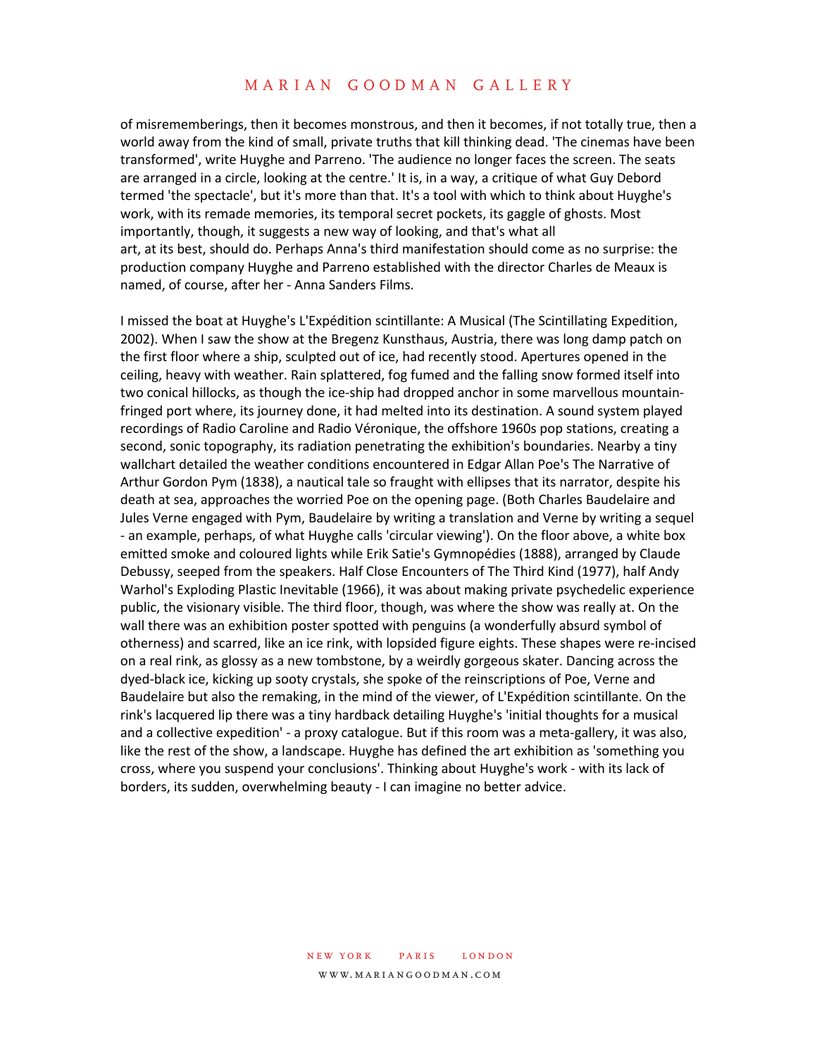of misrememberings, then it becomes monstrous, and then it becomes, if not totally true, then a world away from the kind of small, private truths that kill thinking dead. 'The cinemas have been transformed', write Huyghe and Parreno. 'The audience no longer faces the screen. The seats are arranged in a circle, looking at the centre.' It is, in a way, a critique of what Guy Debord termed 'the spectacle', but it's more than that. It's a tool with which to think about Huyghe's work, with its remade memories, its temporal secret pockets, its gaggle of ghosts. Most importantly, though, it suggests a new way of looking, and that's what all art, at its best, should do. Perhaps Anna's third manifestation should come as no surprise: the production company Huyghe and Parreno established with the director Charles de Meaux is named, of course, after her - Anna Sanders Films.

I missed the boat at Huyghe's L'Expédition scintillante: A Musical (The Scintillating Expedition, 2002). When I saw the show at the Bregenz Kunsthaus, Austria, there was long damp patch on the first floor where a ship, sculpted out of ice, had recently stood. Apertures opened in the ceiling, heavy with weather. Rain splattered, fog fumed and the falling snow formed itself into two conical hillocks, as though the ice-ship had dropped anchor in some marvellous mountain-fringed port where, its journey done, it had melted into its destination. A sound system played recordings of Radio Caroline and Radio Véronique, the offshore 1960s pop stations, creating a second, sonic topography, its radiation penetrating the exhibition's boundaries. Nearby a tiny wallchart detailed the weather conditions encountered in Edgar Allan Poe's The Narrative of Arthur Gordon Pym (1838), a nautical tale so fraught with ellipses that its narrator, despite his death at sea, approaches the worried Poe on the opening page. (Both Charles Baudelaire and Jules Verne engaged with Pym, Baudelaire by writing a translation and Verne by writing a sequel - an example, perhaps, of what Huyghe calls 'circular viewing'). On the floor above, a white box emitted smoke and coloured lights while Erik Satie's Gymnopédies (1888), arranged by Claude Debussy, seeped from the speakers. Half Close Encounters of The Third Kind (1977), half Andy Warhol's Exploding Plastic Inevitable (1966), it was about making private psychedelic experience public, the visionary visible. The third floor, though, was where the show was really at. On the wall there was an exhibition poster spotted with penguins (a wonderfully absurd symbol of otherness) and scarred, like an ice rink, with lopsided figure eights. These shapes were re-incised on a real rink, as glossy as a new tombstone, by a weirdly gorgeous skater. Dancing across the dyed-black ice, kicking up sooty crystals, she spoke of the reinscriptions of Poe, Verne and Baudelaire but also the remaking, in the mind of the viewer, of L'Expédition scintillante. On the rink's lacquered lip there was a tiny hardback detailing Huyghe's 'initial thoughts for a musical and a collective expedition' - a proxy catalogue. But if this room was a meta-gallery, it was also, like the rest of the show, a landscape. Huyghe has defined the art exhibition as 'something you cross, where you suspend your conclusions'. Thinking about Huyghe's work - with its lack of borders, its sudden, overwhelming beauty - I can imagine no better advice.